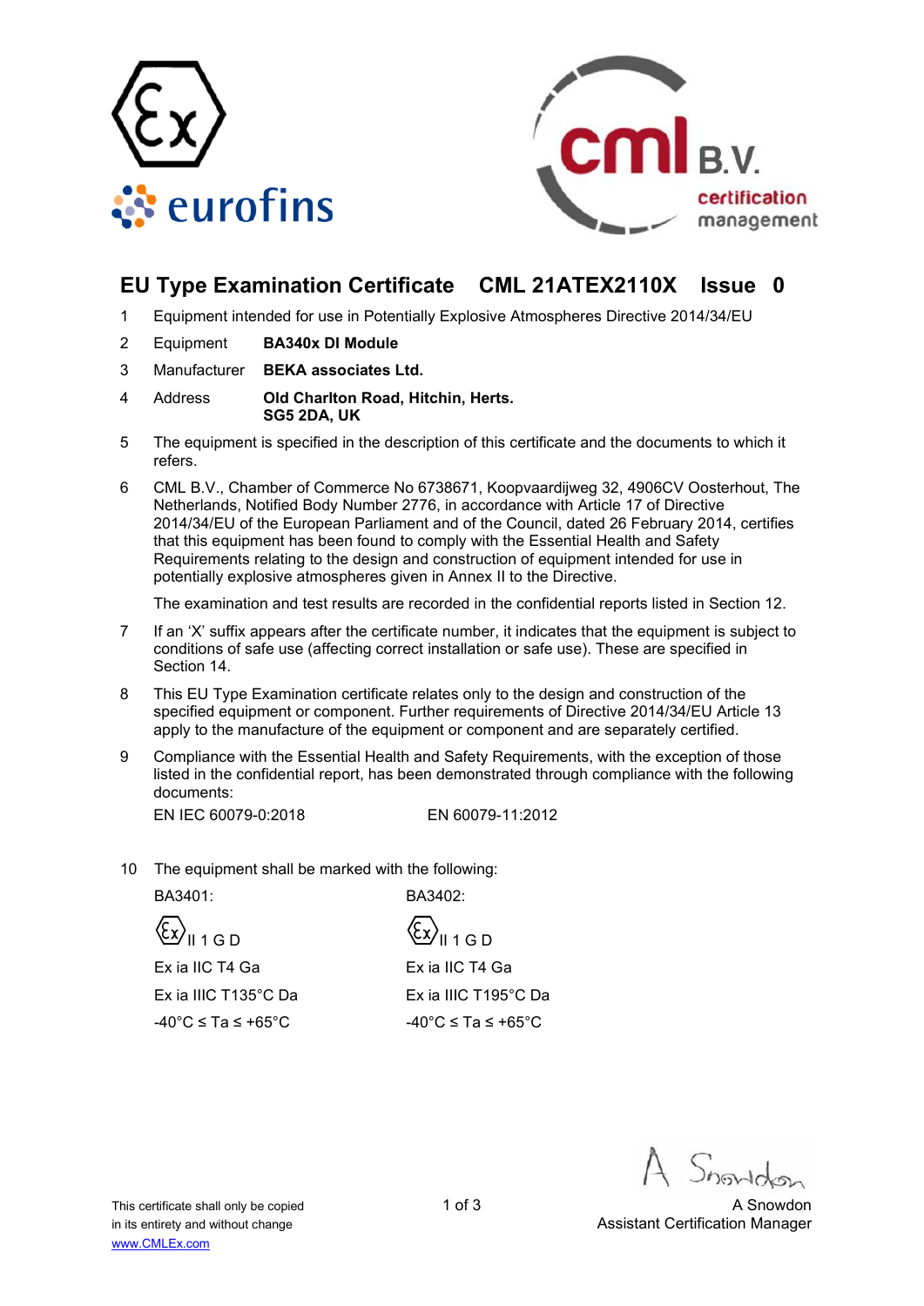# EU Type Examination Certificate CML 21ATEX2110X Issue 0

1 Equipment intended for use in Potentially Explosive Atmospheres Directive 2014/34/EU

2 Equipment **BA340x DI Module**

3 Manufacturer **BEKA associates Ltd.**

4 Address **Old Charlton Road, Hitchin, Herts. SG5 2DA, UK**

5 The equipment is specified in the description of this certificate and the documents to which it refers.

6 CML B.V., Chamber of Commerce No 6738671, Koopvaardijweg 32, 4906CV Oosterhout, The Netherlands, Notified Body Number 2776, in accordance with Article 17 of Directive 2014/34/EU of the European Parliament and of the Council, dated 26 February 2014, certifies that this equipment has been found to comply with the Essential Health and Safety Requirements relating to the design and construction of equipment intended for use in potentially explosive atmospheres given in Annex II to the Directive.

The examination and test results are recorded in the confidential reports listed in Section 12.

7 If an 'X' suffix appears after the certificate number, it indicates that the equipment is subject to conditions of safe use (affecting correct installation or safe use). These are specified in Section 14.

8 This EU Type Examination certificate relates only to the design and construction of the specified equipment or component. Further requirements of Directive 2014/34/EU Article 13 apply to the manufacture of the equipment or component and are separately certified.

9 Compliance with the Essential Health and Safety Requirements, with the exception of those listed in the confidential report, has been demonstrated through compliance with the following documents:

EN IEC 60079-0:2018 EN 60079-11:2012

10 The equipment shall be marked with the following:

| BA3401: | BA3402: |
|---|---|
| Ex II 1 G D | Ex II 1 G D |
| Ex ia IIC T4 Ga | Ex ia IIC T4 Ga |
| Ex ia IIIC T135°C Da | Ex ia IIIC T195°C Da |
| -40°C ≤ Ta ≤ +65°C | -40°C ≤ Ta ≤ +65°C |

This certificate shall only be copied in its entirety and without change
www.CMLEx.com

A Snowdon
Assistant Certification Manager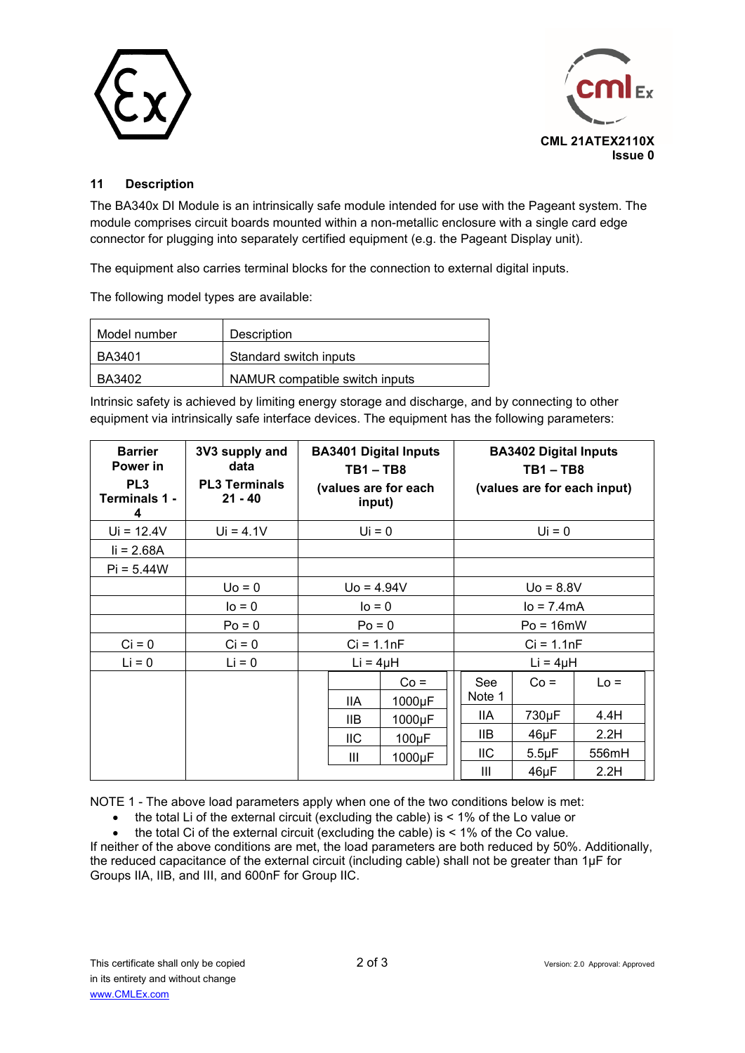CML 21ATEX2110X
Issue 0

## 11 Description

The BA340x DI Module is an intrinsically safe module intended for use with the Pageant system. The module comprises circuit boards mounted within a non-metallic enclosure with a single card edge connector for plugging into separately certified equipment (e.g. the Pageant Display unit).

The equipment also carries terminal blocks for the connection to external digital inputs.

The following model types are available:

| Model number | Description |
|---|---|
| BA3401 | Standard switch inputs |
| BA3402 | NAMUR compatible switch inputs |

Intrinsic safety is achieved by limiting energy storage and discharge, and by connecting to other equipment via intrinsically safe interface devices. The equipment has the following parameters:

| Barrier Power in PL3 Terminals 1 - 4 | 3V3 supply and data PL3 Terminals 21 - 40 | BA3401 Digital Inputs TB1 – TB8 (values are for each input) | | BA3402 Digital Inputs TB1 – TB8 (values are for each input) | | |
|---|---|---|---|---|---|---|
| Ui = 12.4V | Ui = 4.1V | Ui = 0 | | Ui = 0 | | |
| Ii = 2.68A | | | | | | |
| Pi = 5.44W | | | | | | |
| | Uo = 0 | Uo = 4.94V | | Uo = 8.8V | | |
| | Io = 0 | Io = 0 | | Io = 7.4mA | | |
| | Po = 0 | Po = 0 | | Po = 16mW | | |
| Ci = 0 | Ci = 0 | Ci = 1.1nF | | Ci = 1.1nF | | |
| Li = 0 | Li = 0 | Li = 4μH | | Li = 4μH | | |
| | | | Co = | See Note 1 | Co = | Lo = |
| | | IIA | 1000μF | IIA | 730μF | 4.4H |
| | | IIB | 1000μF | IIB | 46μF | 2.2H |
| | | IIC | 100μF | IIC | 5.5μF | 556mH |
| | | III | 1000μF | III | 46μF | 2.2H |

NOTE 1 - The above load parameters apply when one of the two conditions below is met:

- the total Li of the external circuit (excluding the cable) is < 1% of the Lo value or
- the total Ci of the external circuit (excluding the cable) is < 1% of the Co value.

If neither of the above conditions are met, the load parameters are both reduced by 50%. Additionally, the reduced capacitance of the external circuit (including cable) shall not be greater than 1μF for Groups IIA, IIB, and III, and 600nF for Group IIC.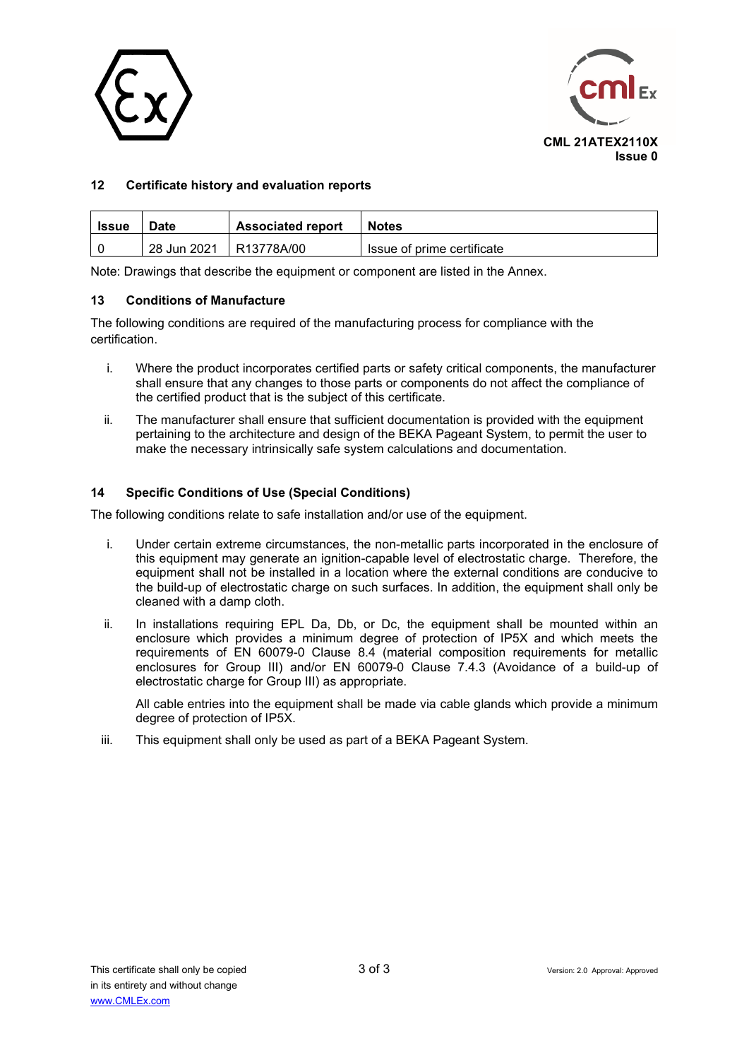CML 21ATEX2110X
Issue 0

## 12 Certificate history and evaluation reports

| Issue | Date | Associated report | Notes |
|---|---|---|---|
| 0 | 28 Jun 2021 | R13778A/00 | Issue of prime certificate |

Note: Drawings that describe the equipment or component are listed in the Annex.

## 13 Conditions of Manufacture

The following conditions are required of the manufacturing process for compliance with the certification.

i. Where the product incorporates certified parts or safety critical components, the manufacturer shall ensure that any changes to those parts or components do not affect the compliance of the certified product that is the subject of this certificate.

ii. The manufacturer shall ensure that sufficient documentation is provided with the equipment pertaining to the architecture and design of the BEKA Pageant System, to permit the user to make the necessary intrinsically safe system calculations and documentation.

## 14 Specific Conditions of Use (Special Conditions)

The following conditions relate to safe installation and/or use of the equipment.

i. Under certain extreme circumstances, the non-metallic parts incorporated in the enclosure of this equipment may generate an ignition-capable level of electrostatic charge. Therefore, the equipment shall not be installed in a location where the external conditions are conducive to the build-up of electrostatic charge on such surfaces. In addition, the equipment shall only be cleaned with a damp cloth.

ii. In installations requiring EPL Da, Db, or Dc, the equipment shall be mounted within an enclosure which provides a minimum degree of protection of IP5X and which meets the requirements of EN 60079-0 Clause 8.4 (material composition requirements for metallic enclosures for Group III) and/or EN 60079-0 Clause 7.4.3 (Avoidance of a build-up of electrostatic charge for Group III) as appropriate.

   All cable entries into the equipment shall be made via cable glands which provide a minimum degree of protection of IP5X.

iii. This equipment shall only be used as part of a BEKA Pageant System.

This certificate shall only be copied in its entirety and without change
www.CMLEx.com

Version: 2.0 Approval: Approved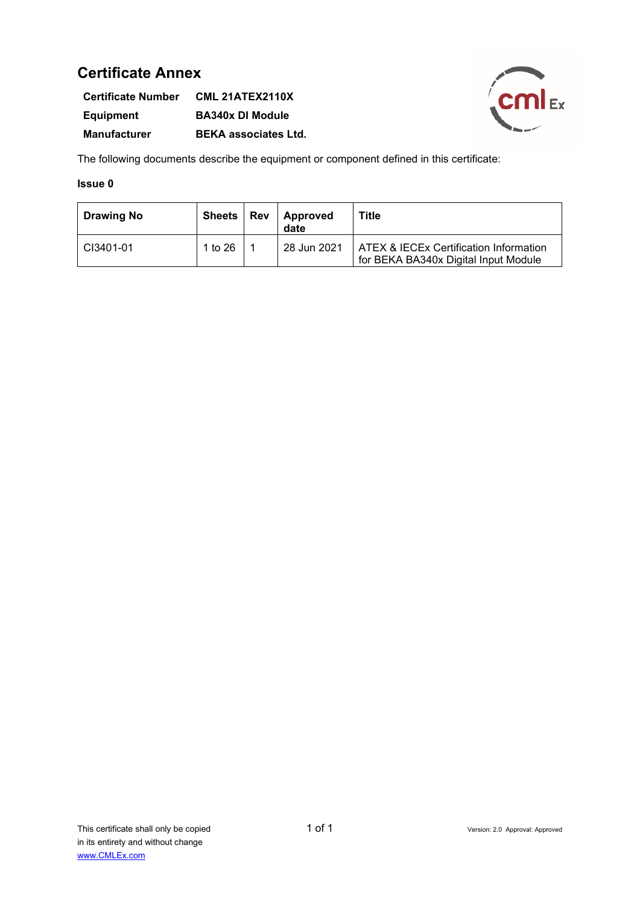# Certificate Annex

**Certificate Number** **CML 21ATEX2110X**

**Equipment** **BA340x DI Module**

**Manufacturer** **BEKA associates Ltd.**

The following documents describe the equipment or component defined in this certificate:

**Issue 0**

| Drawing No | Sheets | Rev | Approved date | Title |
|---|---|---|---|---|
| CI3401-01 | 1 to 26 | 1 | 28 Jun 2021 | ATEX & IECEx Certification Information for BEKA BA340x Digital Input Module |

This certificate shall only be copied in its entirety and without change
www.CMLEx.com

Version: 2.0 Approval: Approved